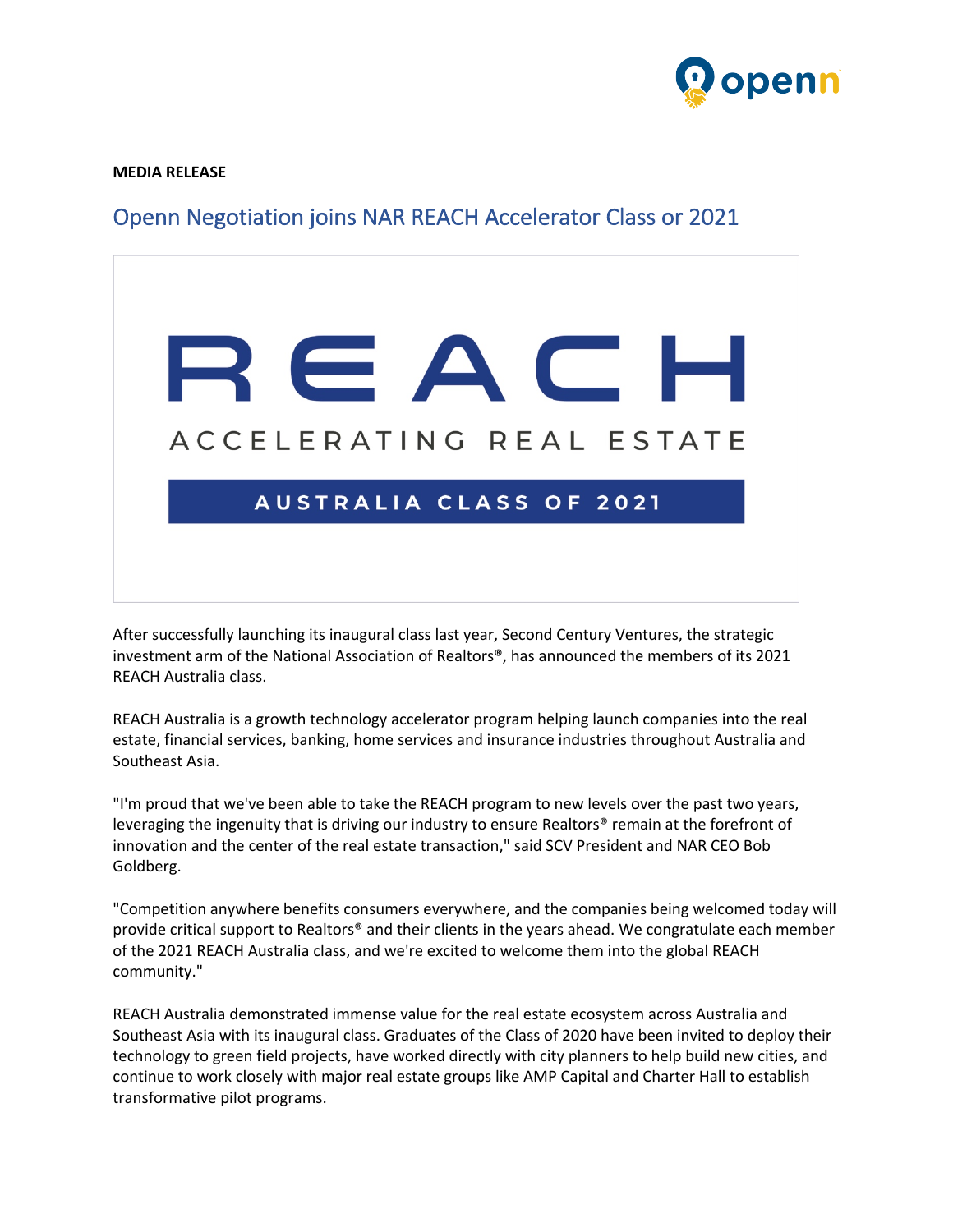**MEDIA RELEASE**

# Openn Negotiation joins NAR REACH Accelerator Class or 2021

REACH

ACCELERATING REAL ESTATE

AUSTRALIA CLASS OF 2021

After successfully launching its inaugural class last year, Second Century Ventures, the strategic investment arm of the National Association of Realtors®, has announced the members of its 2021 REACH Australia class.

REACH Australia is a growth technology accelerator program helping launch companies into the real estate, financial services, banking, home services and insurance industries throughout Australia and Southeast Asia.

"I'm proud that we've been able to take the REACH program to new levels over the past two years, leveraging the ingenuity that is driving our industry to ensure Realtors® remain at the forefront of innovation and the center of the real estate transaction," said SCV President and NAR CEO Bob Goldberg.

"Competition anywhere benefits consumers everywhere, and the companies being welcomed today will provide critical support to Realtors® and their clients in the years ahead. We congratulate each member of the 2021 REACH Australia class, and we're excited to welcome them into the global REACH community."

REACH Australia demonstrated immense value for the real estate ecosystem across Australia and Southeast Asia with its inaugural class. Graduates of the Class of 2020 have been invited to deploy their technology to green field projects, have worked directly with city planners to help build new cities, and continue to work closely with major real estate groups like AMP Capital and Charter Hall to establish transformative pilot programs.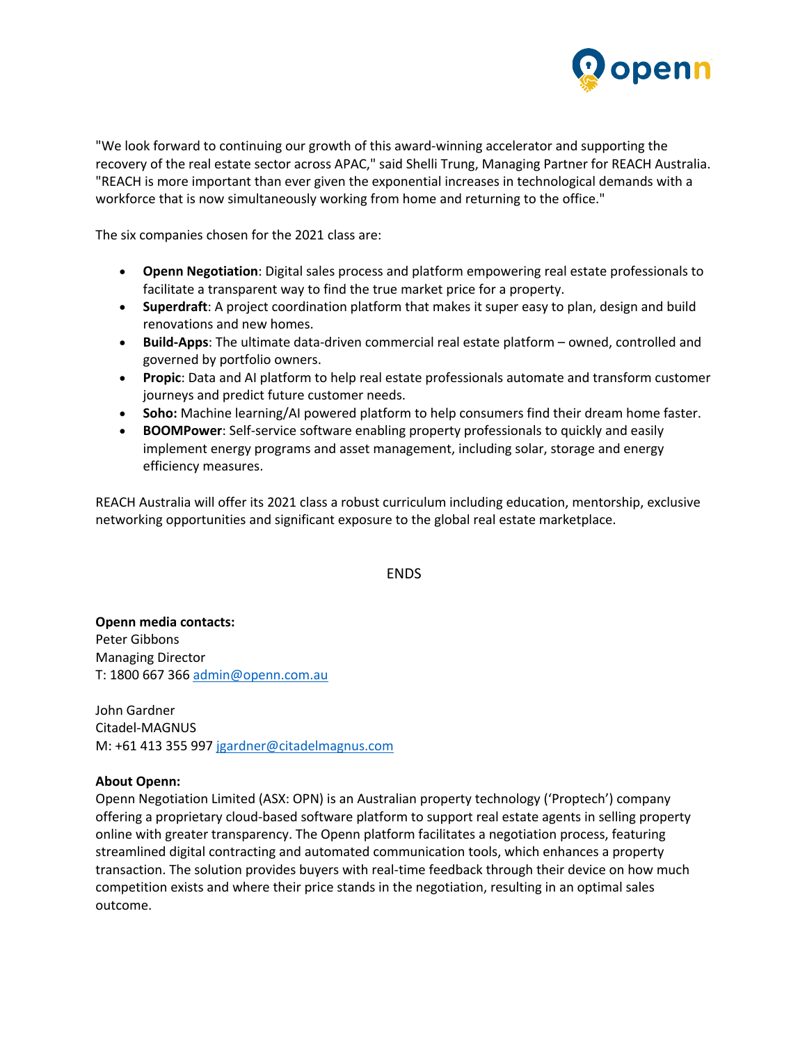"We look forward to continuing our growth of this award-winning accelerator and supporting the recovery of the real estate sector across APAC," said Shelli Trung, Managing Partner for REACH Australia. "REACH is more important than ever given the exponential increases in technological demands with a workforce that is now simultaneously working from home and returning to the office."

The six companies chosen for the 2021 class are:

- **Openn Negotiation**: Digital sales process and platform empowering real estate professionals to facilitate a transparent way to find the true market price for a property.
- **Superdraft**: A project coordination platform that makes it super easy to plan, design and build renovations and new homes.
- **Build-Apps**: The ultimate data-driven commercial real estate platform – owned, controlled and governed by portfolio owners.
- **Propic**: Data and AI platform to help real estate professionals automate and transform customer journeys and predict future customer needs.
- **Soho:** Machine learning/AI powered platform to help consumers find their dream home faster.
- **BOOMPower**: Self-service software enabling property professionals to quickly and easily implement energy programs and asset management, including solar, storage and energy efficiency measures.

REACH Australia will offer its 2021 class a robust curriculum including education, mentorship, exclusive networking opportunities and significant exposure to the global real estate marketplace.

ENDS

**Openn media contacts:**
Peter Gibbons
Managing Director
T: 1800 667 366 admin@openn.com.au

John Gardner
Citadel-MAGNUS
M: +61 413 355 997 jgardner@citadelmagnus.com

**About Openn:**
Openn Negotiation Limited (ASX: OPN) is an Australian property technology ('Proptech') company offering a proprietary cloud-based software platform to support real estate agents in selling property online with greater transparency. The Openn platform facilitates a negotiation process, featuring streamlined digital contracting and automated communication tools, which enhances a property transaction. The solution provides buyers with real-time feedback through their device on how much competition exists and where their price stands in the negotiation, resulting in an optimal sales outcome.